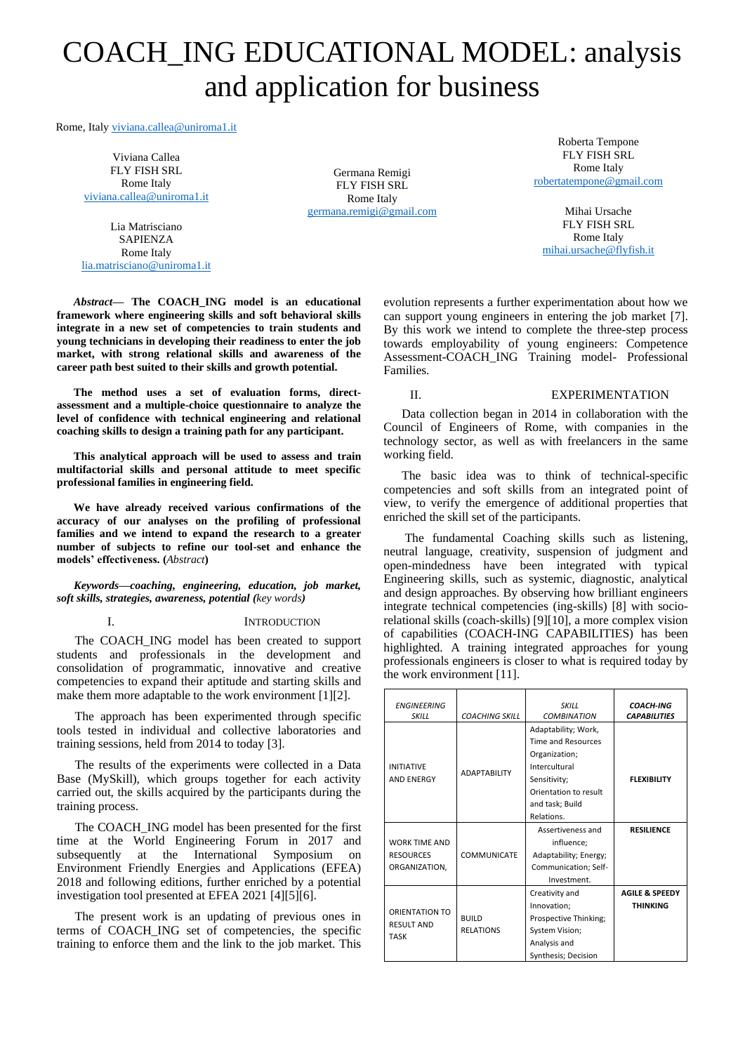# COACH_ING EDUCATIONAL MODEL: analysis and application for business

Rome, Italy viviana.callea@uniroma1.it

Viviana Callea
FLY FISH SRL
Rome Italy
viviana.callea@uniroma1.it

Lia Matrisciano
SAPIENZA
Rome Italy
lia.matrisciano@uniroma1.it

Germana Remigi
FLY FISH SRL
Rome Italy
germana.remigi@gmail.com

Roberta Tempone
FLY FISH SRL
Rome Italy
robertatempone@gmail.com

Mihai Ursache
FLY FISH SRL
Rome Italy
mihai.ursache@flyfish.it

***Abstract*— The COACH_ING model is an educational framework where engineering skills and soft behavioral skills integrate in a new set of competencies to train students and young technicians in developing their readiness to enter the job market, with strong relational skills and awareness of the career path best suited to their skills and growth potential.**

**The method uses a set of evaluation forms, direct-assessment and a multiple-choice questionnaire to analyze the level of confidence with technical engineering and relational coaching skills to design a training path for any participant.**

**This analytical approach will be used to assess and train multifactorial skills and personal attitude to meet specific professional families in engineering field.**

**We have already received various confirmations of the accuracy of our analyses on the profiling of professional families and we intend to expand the research to a greater number of subjects to refine our tool-set and enhance the models' effectiveness. (*Abstract*)**

***Keywords—coaching, engineering, education, job market, soft skills, strategies, awareness, potential (key words)***

## I. INTRODUCTION

The COACH_ING model has been created to support students and professionals in the development and consolidation of programmatic, innovative and creative competencies to expand their aptitude and starting skills and make them more adaptable to the work environment [1][2].

The approach has been experimented through specific tools tested in individual and collective laboratories and training sessions, held from 2014 to today [3].

The results of the experiments were collected in a Data Base (MySkill), which groups together for each activity carried out, the skills acquired by the participants during the training process.

The COACH_ING model has been presented for the first time at the World Engineering Forum in 2017 and subsequently at the International Symposium on Environment Friendly Energies and Applications (EFEA) 2018 and following editions, further enriched by a potential investigation tool presented at EFEA 2021 [4][5][6].

The present work is an updating of previous ones in terms of COACH_ING set of competencies, the specific training to enforce them and the link to the job market. This evolution represents a further experimentation about how we can support young engineers in entering the job market [7]. By this work we intend to complete the three-step process towards employability of young engineers: Competence Assessment-COACH_ING Training model- Professional Families.

## II. EXPERIMENTATION

Data collection began in 2014 in collaboration with the Council of Engineers of Rome, with companies in the technology sector, as well as with freelancers in the same working field.

The basic idea was to think of technical-specific competencies and soft skills from an integrated point of view, to verify the emergence of additional properties that enriched the skill set of the participants.

The fundamental Coaching skills such as listening, neutral language, creativity, suspension of judgment and open-mindedness have been integrated with typical Engineering skills, such as systemic, diagnostic, analytical and design approaches. By observing how brilliant engineers integrate technical competencies (ing-skills) [8] with socio-relational skills (coach-skills) [9][10], a more complex vision of capabilities (COACH-ING CAPABILITIES) has been highlighted. A training integrated approaches for young professionals engineers is closer to what is required today by the work environment [11].

| *ENGINEERING SKILL* | *COACHING SKILL* | *SKILL COMBINATION* | ***COACH-ING CAPABILITIES*** |
|---|---|---|---|
| INITIATIVE AND ENERGY | ADAPTABILITY | Adaptability; Work, Time and Resources Organization; Intercultural Sensitivity; Orientation to result and task; Build Relations. | **FLEXIBILITY** |
| WORK TIME AND RESOURCES ORGANIZATION, | COMMUNICATE | Assertiveness and influence; Adaptability; Energy; Communication; Self-Investment. | **RESILIENCE** |
| ORIENTATION TO RESULT AND TASK | BUILD RELATIONS | Creativity and Innovation; Prospective Thinking; System Vision; Analysis and Synthesis; Decision | **AGILE & SPEEDY THINKING** |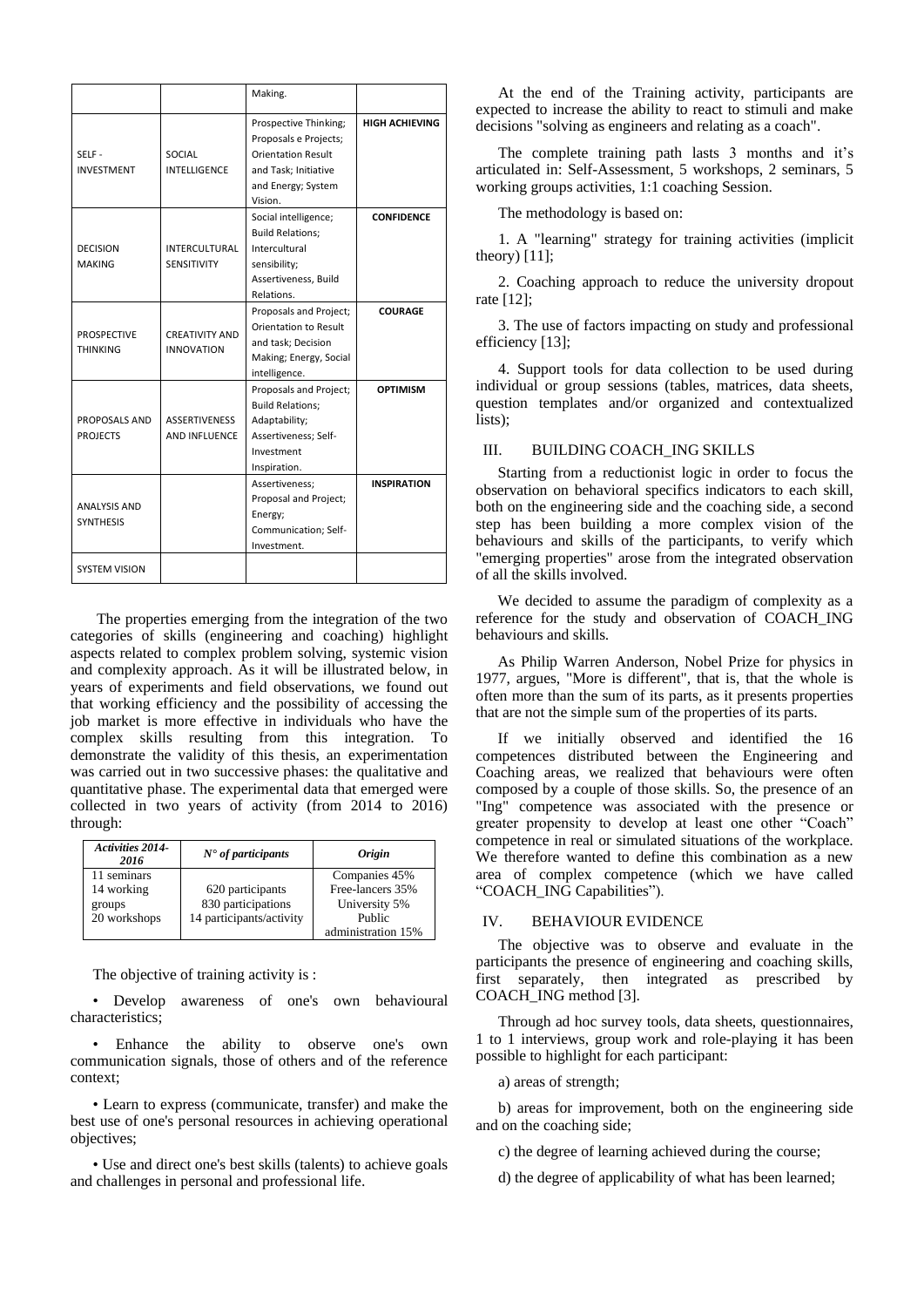| | | Making. | |
|---|---|---|---|
| SELF - INVESTMENT | SOCIAL INTELLIGENCE | Prospective Thinking; Proposals e Projects; Orientation Result and Task; Initiative and Energy; System Vision. | **HIGH ACHIEVING** |
| DECISION MAKING | INTERCULTURAL SENSITIVITY | Social intelligence; Build Relations; Intercultural sensibility; Assertiveness, Build Relations. | **CONFIDENCE** |
| PROSPECTIVE THINKING | CREATIVITY AND INNOVATION | Proposals and Project; Orientation to Result and task; Decision Making; Energy, Social intelligence. | **COURAGE** |
| PROPOSALS AND PROJECTS | ASSERTIVENESS AND INFLUENCE | Proposals and Project; Build Relations; Adaptability; Assertiveness; Self-Investment Inspiration. | **OPTIMISM** |
| ANALYSIS AND SYNTHESIS | | Assertiveness; Proposal and Project; Energy; Communication; Self-Investment. | **INSPIRATION** |
| SYSTEM VISION | | | |

The properties emerging from the integration of the two categories of skills (engineering and coaching) highlight aspects related to complex problem solving, systemic vision and complexity approach. As it will be illustrated below, in years of experiments and field observations, we found out that working efficiency and the possibility of accessing the job market is more effective in individuals who have the complex skills resulting from this integration. To demonstrate the validity of this thesis, an experimentation was carried out in two successive phases: the qualitative and quantitative phase. The experimental data that emerged were collected in two years of activity (from 2014 to 2016) through:

| *Activities 2014-2016* | *N° of participants* | *Origin* |
|---|---|---|
| 11 seminars<br>14 working groups<br>20 workshops | 620 participants<br>830 participations<br>14 participants/activity | Companies 45%<br>Free-lancers 35%<br>University 5%<br>Public administration 15% |

The objective of training activity is :

- Develop awareness of one's own behavioural characteristics;
- Enhance the ability to observe one's own communication signals, those of others and of the reference context;
- Learn to express (communicate, transfer) and make the best use of one's personal resources in achieving operational objectives;
- Use and direct one's best skills (talents) to achieve goals and challenges in personal and professional life.

At the end of the Training activity, participants are expected to increase the ability to react to stimuli and make decisions "solving as engineers and relating as a coach".

The complete training path lasts 3 months and it's articulated in: Self-Assessment, 5 workshops, 2 seminars, 5 working groups activities, 1:1 coaching Session.

The methodology is based on:

1. A "learning" strategy for training activities (implicit theory) [11];

2. Coaching approach to reduce the university dropout rate [12];

3. The use of factors impacting on study and professional efficiency [13];

4. Support tools for data collection to be used during individual or group sessions (tables, matrices, data sheets, question templates and/or organized and contextualized lists);

## III. BUILDING COACH_ING SKILLS

Starting from a reductionist logic in order to focus the observation on behavioral specifics indicators to each skill, both on the engineering side and the coaching side, a second step has been building a more complex vision of the behaviours and skills of the participants, to verify which "emerging properties" arose from the integrated observation of all the skills involved.

We decided to assume the paradigm of complexity as a reference for the study and observation of COACH_ING behaviours and skills.

As Philip Warren Anderson, Nobel Prize for physics in 1977, argues, "More is different", that is, that the whole is often more than the sum of its parts, as it presents properties that are not the simple sum of the properties of its parts.

If we initially observed and identified the 16 competences distributed between the Engineering and Coaching areas, we realized that behaviours were often composed by a couple of those skills. So, the presence of an "Ing" competence was associated with the presence or greater propensity to develop at least one other "Coach" competence in real or simulated situations of the workplace. We therefore wanted to define this combination as a new area of complex competence (which we have called "COACH_ING Capabilities").

## IV. BEHAVIOUR EVIDENCE

The objective was to observe and evaluate in the participants the presence of engineering and coaching skills, first separately, then integrated as prescribed by COACH_ING method [3].

Through ad hoc survey tools, data sheets, questionnaires, 1 to 1 interviews, group work and role-playing it has been possible to highlight for each participant:

a) areas of strength;

b) areas for improvement, both on the engineering side and on the coaching side;

c) the degree of learning achieved during the course;

d) the degree of applicability of what has been learned;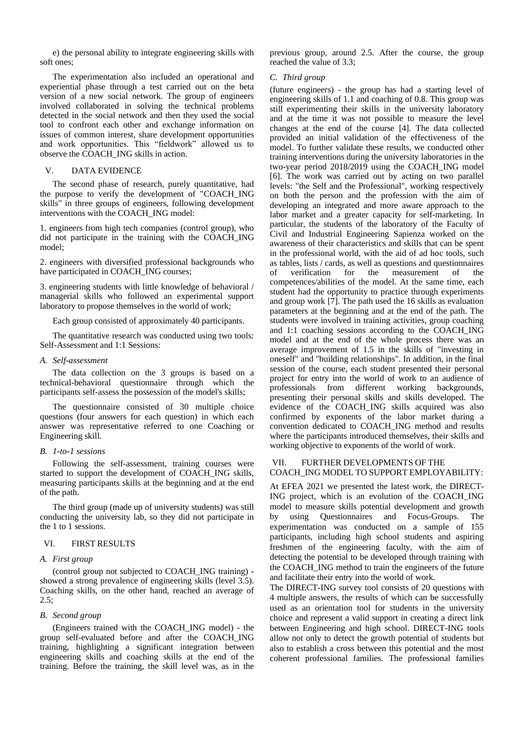e) the personal ability to integrate engineering skills with soft ones;

The experimentation also included an operational and experiential phase through a test carried out on the beta version of a new social network. The group of engineers involved collaborated in solving the technical problems detected in the social network and then they used the social tool to confront each other and exchange information on issues of common interest, share development opportunities and work opportunities. This "fieldwork" allowed us to observe the COACH_ING skills in action.

## V. DATA EVIDENCE

The second phase of research, purely quantitative, had the purpose to verify the development of "COACH_ING skills" in three groups of engineers, following development interventions with the COACH_ING model:

1. engineers from high tech companies (control group), who did not participate in the training with the COACH_ING model;

2. engineers with diversified professional backgrounds who have participated in COACH_ING courses;

3. engineering students with little knowledge of behavioral / managerial skills who followed an experimental support laboratory to propose themselves in the world of work;

Each group consisted of approximately 40 participants.

The quantitative research was conducted using two tools: Self-Assessment and 1:1 Sessions:

### *A. Self-assessment*

The data collection on the 3 groups is based on a technical-behavioral questionnaire through which the participants self-assess the possession of the model's skills;

The questionnaire consisted of 30 multiple choice questions (four answers for each question) in which each answer was representative referred to one Coaching or Engineering skill.

### *B. 1-to-1 sessions*

Following the self-assessment, training courses were started to support the development of COACH_ING skills, measuring participants skills at the beginning and at the end of the path.

The third group (made up of university students) was still conducting the university lab, so they did not participate in the 1 to 1 sessions.

## VI. FIRST RESULTS

### *A. First group*

(control group not subjected to COACH_ING training) - showed a strong prevalence of engineering skills (level 3.5). Coaching skills, on the other hand, reached an average of 2.5;

### *B. Second group*

(Engineers trained with the COACH_ING model) - the group self-evaluated before and after the COACH_ING training, highlighting a significant integration between engineering skills and coaching skills at the end of the training. Before the training, the skill level was, as in the previous group, around 2.5. After the course, the group reached the value of 3.3;

### *C. Third group*

(future engineers) - the group has had a starting level of engineering skills of 1.1 and coaching of 0.8. This group was still experimenting their skills in the university laboratory and at the time it was not possible to measure the level changes at the end of the course [4]. The data collected provided an initial validation of the effectiveness of the model. To further validate these results, we conducted other training interventions during the university laboratories in the two-year period 2018/2019 using the COACH_ING model [6]. The work was carried out by acting on two parallel levels: "the Self and the Professional", working respectively on both the person and the profession with the aim of developing an integrated and more aware approach to the labor market and a greater capacity for self-marketing. In particular, the students of the laboratory of the Faculty of Civil and Industrial Engineering Sapienza worked on the awareness of their characteristics and skills that can be spent in the professional world, with the aid of ad hoc tools, such as tables, lists / cards, as well as questions and questionnaires of verification for the measurement of the competences/abilities of the model. At the same time, each student had the opportunity to practice through experiments and group work [7]. The path used the 16 skills as evaluation parameters at the beginning and at the end of the path. The students were involved in training activities, group coaching and 1:1 coaching sessions according to the COACH_ING model and at the end of the whole process there was an average improvement of 1.5 in the skills of "investing in oneself" and "building relationships". In addition, in the final session of the course, each student presented their personal project for entry into the world of work to an audience of professionals from different working backgrounds, presenting their personal skills and skills developed. The evidence of the COACH_ING skills acquired was also confirmed by exponents of the labor market during a convention dedicated to COACH_ING method and results where the participants introduced themselves, their skills and working objective to exponents of the world of work.

## VII. FURTHER DEVELOPMENTS OF THE COACH_ING MODEL TO SUPPORT EMPLOYABILITY:

At EFEA 2021 we presented the latest work, the DIRECT-ING project, which is an evolution of the COACH_ING model to measure skills potential development and growth by using Questionnaires and Focus-Groups. The experimentation was conducted on a sample of 155 participants, including high school students and aspiring freshmen of the engineering faculty, with the aim of detecting the potential to be developed through training with the COACH_ING method to train the engineers of the future and facilitate their entry into the world of work.

The DIRECT-ING survey tool consists of 20 questions with 4 multiple answers, the results of which can be successfully used as an orientation tool for students in the university choice and represent a valid support in creating a direct link between Engineering and high school. DIRECT-ING tools allow not only to detect the growth potential of students but also to establish a cross between this potential and the most coherent professional families. The professional families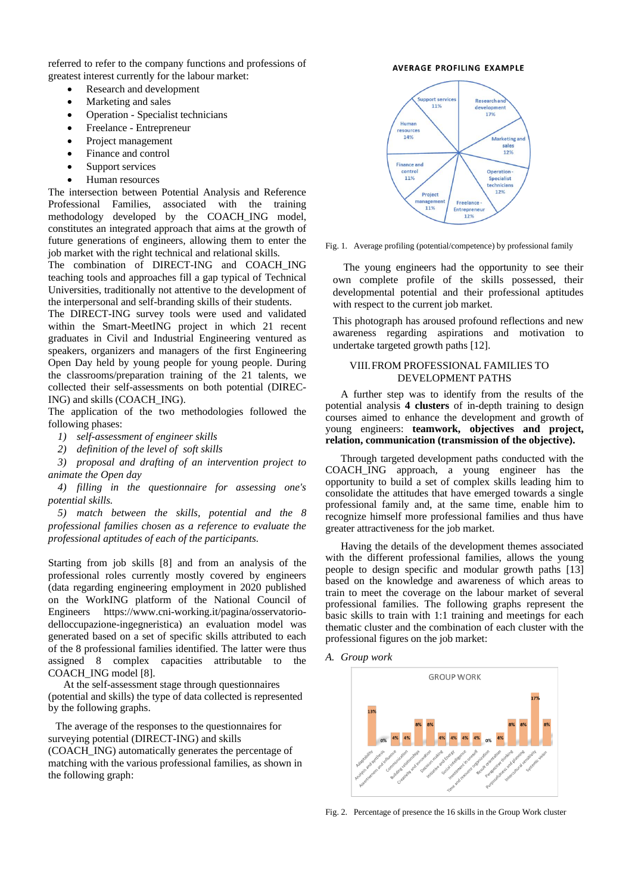referred to refer to the company functions and professions of greatest interest currently for the labour market:

- Research and development
- Marketing and sales
- Operation - Specialist technicians
- Freelance - Entrepreneur
- Project management
- Finance and control
- Support services
- Human resources

The intersection between Potential Analysis and Reference Professional Families, associated with the training methodology developed by the COACH_ING model, constitutes an integrated approach that aims at the growth of future generations of engineers, allowing them to enter the job market with the right technical and relational skills.

The combination of DIRECT-ING and COACH_ING teaching tools and approaches fill a gap typical of Technical Universities, traditionally not attentive to the development of the interpersonal and self-branding skills of their students.

The DIRECT-ING survey tools were used and validated within the Smart-MeetING project in which 21 recent graduates in Civil and Industrial Engineering ventured as speakers, organizers and managers of the first Engineering Open Day held by young people for young people. During the classrooms/preparation training of the 21 talents, we collected their self-assessments on both potential (DIREC-ING) and skills (COACH_ING).

The application of the two methodologies followed the following phases:

1) *self-assessment of engineer skills*
2) *definition of the level of soft skills*
3) *proposal and drafting of an intervention project to animate the Open day*
4) *filling in the questionnaire for assessing one's potential skills.*
5) *match between the skills, potential and the 8 professional families chosen as a reference to evaluate the professional aptitudes of each of the participants.*

Starting from job skills [8] and from an analysis of the professional roles currently mostly covered by engineers (data regarding engineering employment in 2020 published on the WorkING platform of the National Council of Engineers https://www.cni-working.it/pagina/osservatorio-delloccupazione-ingegneristica) an evaluation model was generated based on a set of specific skills attributed to each of the 8 professional families identified. The latter were thus assigned 8 complex capacities attributable to the COACH_ING model [8].

At the self-assessment stage through questionnaires (potential and skills) the type of data collected is represented by the following graphs.

The average of the responses to the questionnaires for surveying potential (DIRECT-ING) and skills (COACH_ING) automatically generates the percentage of matching with the various professional families, as shown in the following graph:

Fig. 1. Average profiling (potential/competence) by professional family

The young engineers had the opportunity to see their own complete profile of the skills possessed, their developmental potential and their professional aptitudes with respect to the current job market.

This photograph has aroused profound reflections and new awareness regarding aspirations and motivation to undertake targeted growth paths [12].

## VIII. From Professional Families to Development Paths

A further step was to identify from the results of the potential analysis **4 clusters** of in-depth training to design courses aimed to enhance the development and growth of young engineers: **teamwork, objectives and project, relation, communication (transmission of the objective).**

Through targeted development paths conducted with the COACH_ING approach, a young engineer has the opportunity to build a set of complex skills leading him to consolidate the attitudes that have emerged towards a single professional family and, at the same time, enable him to recognize himself more professional families and thus have greater attractiveness for the job market.

Having the details of the development themes associated with the different professional families, allows the young people to design specific and modular growth paths [13] based on the knowledge and awareness of which areas to train to meet the coverage on the labour market of several professional families. The following graphs represent the basic skills to train with 1:1 training and meetings for each thematic cluster and the combination of each cluster with the professional figures on the job market:

### *A. Group work*

Fig. 2. Percentage of presence the 16 skills in the Group Work cluster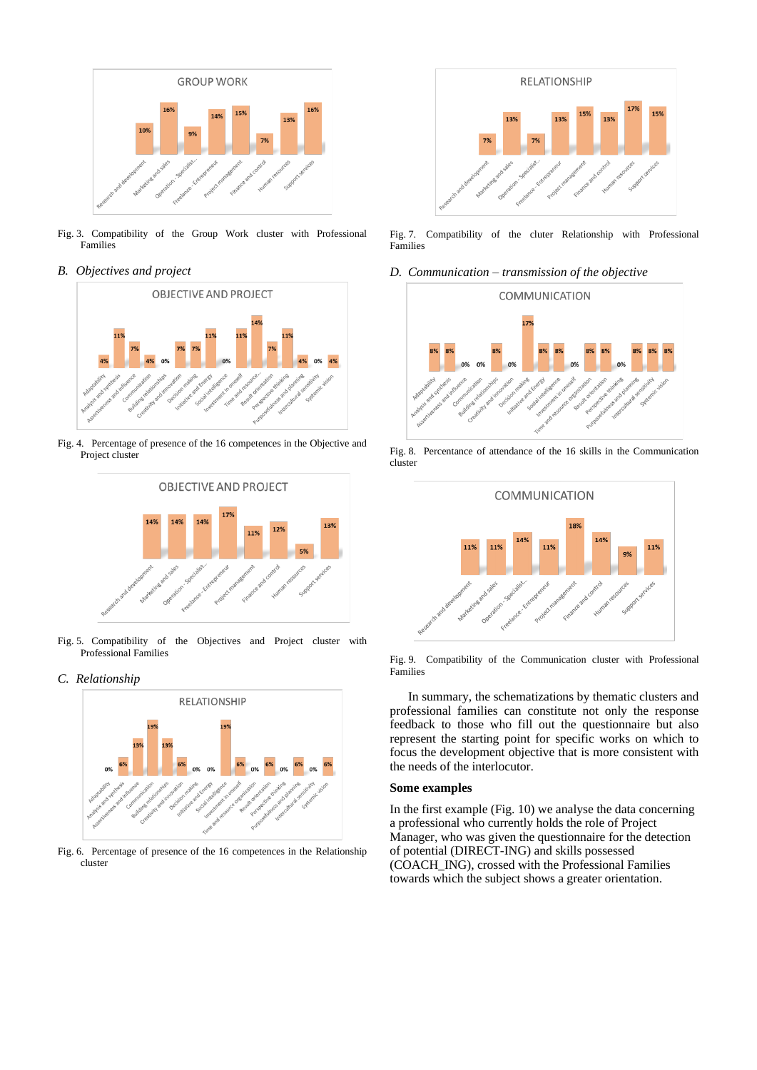Fig. 3. Compatibility of the Group Work cluster with Professional Families

### *B. Objectives and project*

Fig. 4. Percentage of presence of the 16 competences in the Objective and Project cluster

Fig. 5. Compatibility of the Objectives and Project cluster with Professional Families

### *C. Relationship*

Fig. 6. Percentage of presence of the 16 competences in the Relationship cluster

Fig. 7. Compatibility of the cluter Relationship with Professional Families

### *D. Communication – transmission of the objective*

Fig. 8. Percentance of attendance of the 16 skills in the Communication cluster

Fig. 9. Compatibility of the Communication cluster with Professional Families

In summary, the schematizations by thematic clusters and professional families can constitute not only the response feedback to those who fill out the questionnaire but also represent the starting point for specific works on which to focus the development objective that is more consistent with the needs of the interlocutor.

**Some examples**

In the first example (Fig. 10) we analyse the data concerning a professional who currently holds the role of Project Manager, who was given the questionnaire for the detection of potential (DIRECT-ING) and skills possessed (COACH_ING), crossed with the Professional Families towards which the subject shows a greater orientation.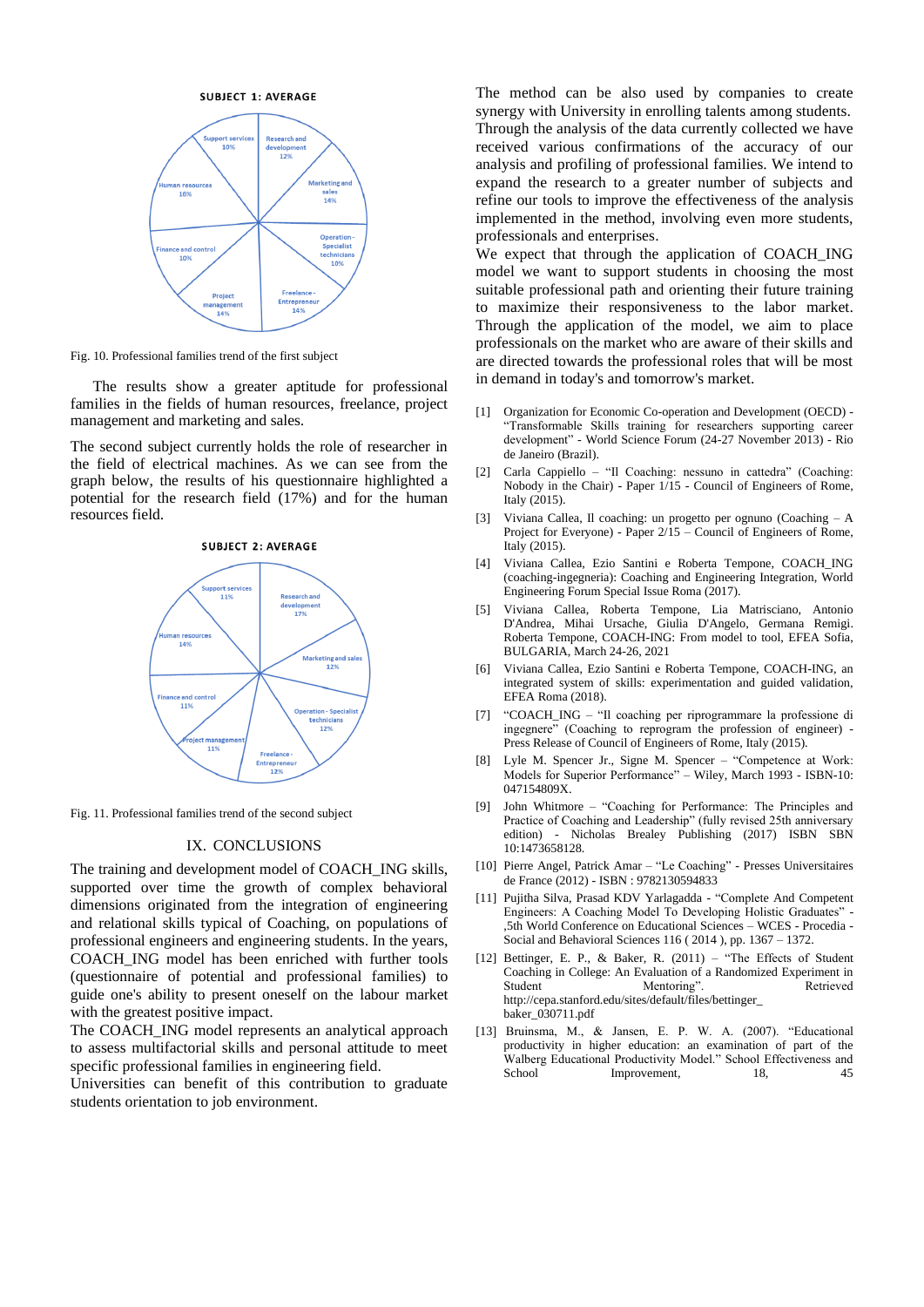SUBJECT 1: AVERAGE

Support services 10%
Research and development 12%
Marketing and sales 14%
Operation - Specialist technicians 10%
Freelance - Entrepreneur 14%
Project management 14%
Finance and control 10%
Human resources 16%

Fig. 10. Professional families trend of the first subject

The results show a greater aptitude for professional families in the fields of human resources, freelance, project management and marketing and sales.

The second subject currently holds the role of researcher in the field of electrical machines. As we can see from the graph below, the results of his questionnaire highlighted a potential for the research field (17%) and for the human resources field.

SUBJECT 2: AVERAGE

Support services 11%
Research and development 17%
Marketing and sales 12%
Operation - Specialist technicians 12%
Freelance - Entrepreneur 12%
Project management 11%
Finance and control 11%
Human resources 14%

Fig. 11. Professional families trend of the second subject

## IX. CONCLUSIONS

The training and development model of COACH_ING skills, supported over time the growth of complex behavioral dimensions originated from the integration of engineering and relational skills typical of Coaching, on populations of professional engineers and engineering students. In the years, COACH_ING model has been enriched with further tools (questionnaire of potential and professional families) to guide one's ability to present oneself on the labour market with the greatest positive impact.

The COACH_ING model represents an analytical approach to assess multifactorial skills and personal attitude to meet specific professional families in engineering field.

Universities can benefit of this contribution to graduate students orientation to job environment.

The method can be also used by companies to create synergy with University in enrolling talents among students. Through the analysis of the data currently collected we have received various confirmations of the accuracy of our analysis and profiling of professional families. We intend to expand the research to a greater number of subjects and refine our tools to improve the effectiveness of the analysis implemented in the method, involving even more students, professionals and enterprises.

We expect that through the application of COACH_ING model we want to support students in choosing the most suitable professional path and orienting their future training to maximize their responsiveness to the labor market. Through the application of the model, we aim to place professionals on the market who are aware of their skills and are directed towards the professional roles that will be most in demand in today's and tomorrow's market.

[1] Organization for Economic Co-operation and Development (OECD) - "Transformable Skills training for researchers supporting career development" - World Science Forum (24-27 November 2013) - Rio de Janeiro (Brazil).

[2] Carla Cappiello – "Il Coaching: nessuno in cattedra" (Coaching: Nobody in the Chair) - Paper 1/15 - Council of Engineers of Rome, Italy (2015).

[3] Viviana Callea, Il coaching: un progetto per ognuno (Coaching – A Project for Everyone) - Paper 2/15 – Council of Engineers of Rome, Italy (2015).

[4] Viviana Callea, Ezio Santini e Roberta Tempone, COACH_ING (coaching-ingegneria): Coaching and Engineering Integration, World Engineering Forum Special Issue Roma (2017).

[5] Viviana Callea, Roberta Tempone, Lia Matrisciano, Antonio D'Andrea, Mihai Ursache, Giulia D'Angelo, Germana Remigi. Roberta Tempone, COACH-ING: From model to tool, EFEA Sofia, BULGARIA, March 24-26, 2021

[6] Viviana Callea, Ezio Santini e Roberta Tempone, COACH-ING, an integrated system of skills: experimentation and guided validation, EFEA Roma (2018).

[7] "COACH_ING – "Il coaching per riprogrammare la professione di ingegnere" (Coaching to reprogram the profession of engineer) - Press Release of Council of Engineers of Rome, Italy (2015).

[8] Lyle M. Spencer Jr., Signe M. Spencer – "Competence at Work: Models for Superior Performance" – Wiley, March 1993 - ISBN-10: 047154809X.

[9] John Whitmore – "Coaching for Performance: The Principles and Practice of Coaching and Leadership" (fully revised 25th anniversary edition) - Nicholas Brealey Publishing (2017) ISBN SBN 10:1473658128.

[10] Pierre Angel, Patrick Amar – "Le Coaching" - Presses Universitaires de France (2012) - ISBN : 9782130594833

[11] Pujitha Silva, Prasad KDV Yarlagadda - "Complete And Competent Engineers: A Coaching Model To Developing Holistic Graduates" - ,5th World Conference on Educational Sciences – WCES - Procedia - Social and Behavioral Sciences 116 ( 2014 ), pp. 1367 – 1372.

[12] Bettinger, E. P., & Baker, R. (2011) – "The Effects of Student Coaching in College: An Evaluation of a Randomized Experiment in Student Mentoring". Retrieved http://cepa.stanford.edu/sites/default/files/bettinger_baker_030711.pdf

[13] Bruinsma, M., & Jansen, E. P. W. A. (2007). "Educational productivity in higher education: an examination of part of the Walberg Educational Productivity Model." School Effectiveness and School Improvement, 18, 45